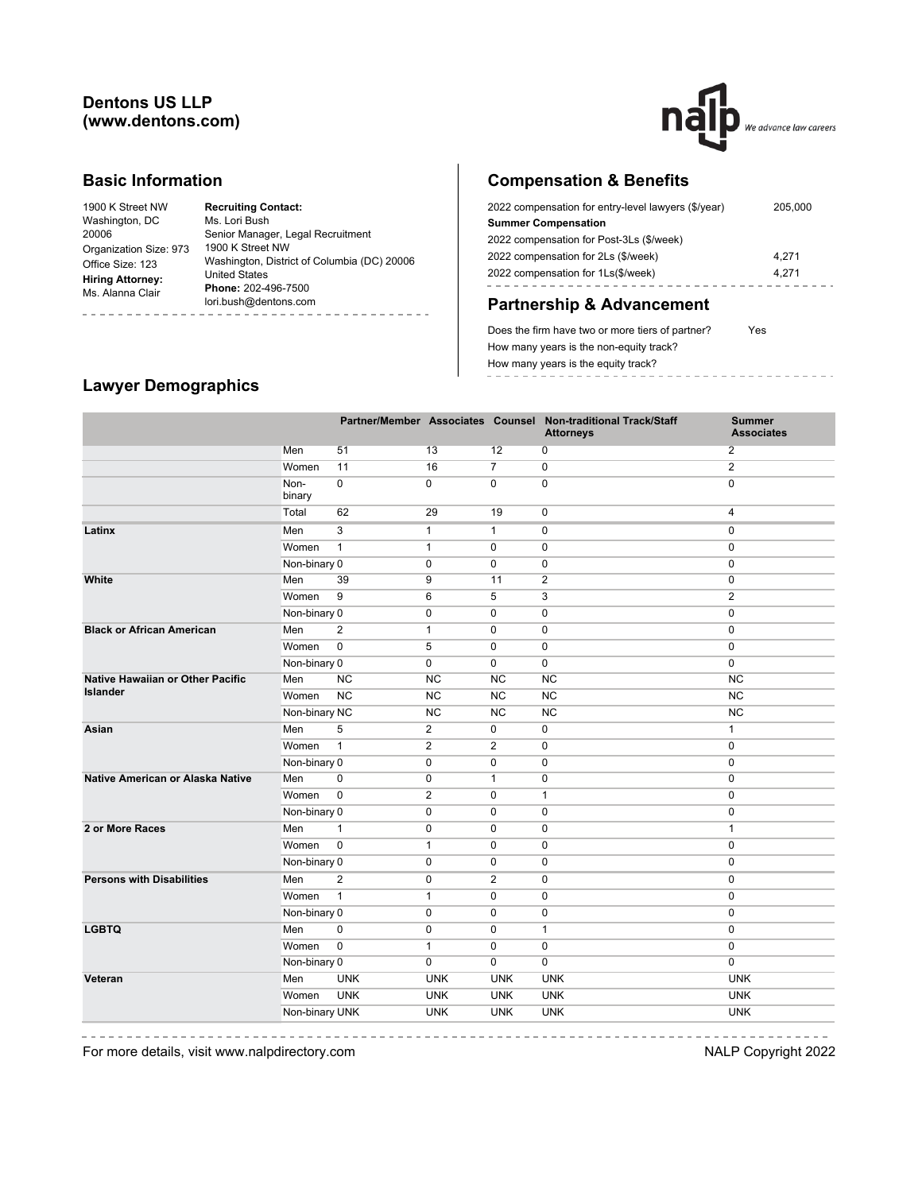**Dentons US LLP**
**(www.dentons.com)**

## Basic Information

1900 K Street NW
Washington, DC
20006
Organization Size: 973
Office Size: 123
**Hiring Attorney:**
Ms. Alanna Clair

**Recruiting Contact:**
Ms. Lori Bush
Senior Manager, Legal Recruitment
1900 K Street NW
Washington, District of Columbia (DC) 20006
United States
**Phone:** 202-496-7500
lori.bush@dentons.com

## Compensation & Benefits

| | |
|---|---|
| 2022 compensation for entry-level lawyers ($/year) | 205,000 |
| **Summer Compensation** | |
| 2022 compensation for Post-3Ls ($/week) | |
| 2022 compensation for 2Ls ($/week) | 4,271 |
| 2022 compensation for 1Ls($/week) | 4,271 |

## Partnership & Advancement

| | |
|---|---|
| Does the firm have two or more tiers of partner? | Yes |
| How many years is the non-equity track? | |
| How many years is the equity track? | |

## Lawyer Demographics

| | | Partner/Member | Associates | Counsel | Non-traditional Track/Staff Attorneys | Summer Associates |
|---|---|---|---|---|---|---|
| | Men | 51 | 13 | 12 | 0 | 2 |
| | Women | 11 | 16 | 7 | 0 | 2 |
| | Non-binary | 0 | 0 | 0 | 0 | 0 |
| | Total | 62 | 29 | 19 | 0 | 4 |
| **Latinx** | Men | 3 | 1 | 1 | 0 | 0 |
| | Women | 1 | 1 | 0 | 0 | 0 |
| | Non-binary | 0 | 0 | 0 | 0 | 0 |
| **White** | Men | 39 | 9 | 11 | 2 | 0 |
| | Women | 9 | 6 | 5 | 3 | 2 |
| | Non-binary | 0 | 0 | 0 | 0 | 0 |
| **Black or African American** | Men | 2 | 1 | 0 | 0 | 0 |
| | Women | 0 | 5 | 0 | 0 | 0 |
| | Non-binary | 0 | 0 | 0 | 0 | 0 |
| **Native Hawaiian or Other Pacific Islander** | Men | NC | NC | NC | NC | NC |
| | Women | NC | NC | NC | NC | NC |
| | Non-binary | NC | NC | NC | NC | NC |
| **Asian** | Men | 5 | 2 | 0 | 0 | 1 |
| | Women | 1 | 2 | 2 | 0 | 0 |
| | Non-binary | 0 | 0 | 0 | 0 | 0 |
| **Native American or Alaska Native** | Men | 0 | 0 | 1 | 0 | 0 |
| | Women | 0 | 2 | 0 | 1 | 0 |
| | Non-binary | 0 | 0 | 0 | 0 | 0 |
| **2 or More Races** | Men | 1 | 0 | 0 | 0 | 1 |
| | Women | 0 | 1 | 0 | 0 | 0 |
| | Non-binary | 0 | 0 | 0 | 0 | 0 |
| **Persons with Disabilities** | Men | 2 | 0 | 2 | 0 | 0 |
| | Women | 1 | 1 | 0 | 0 | 0 |
| | Non-binary | 0 | 0 | 0 | 0 | 0 |
| **LGBTQ** | Men | 0 | 0 | 0 | 1 | 0 |
| | Women | 0 | 1 | 0 | 0 | 0 |
| | Non-binary | 0 | 0 | 0 | 0 | 0 |
| **Veteran** | Men | UNK | UNK | UNK | UNK | UNK |
| | Women | UNK | UNK | UNK | UNK | UNK |
| | Non-binary | UNK | UNK | UNK | UNK | UNK |

For more details, visit www.nalpdirectory.com

NALP Copyright 2022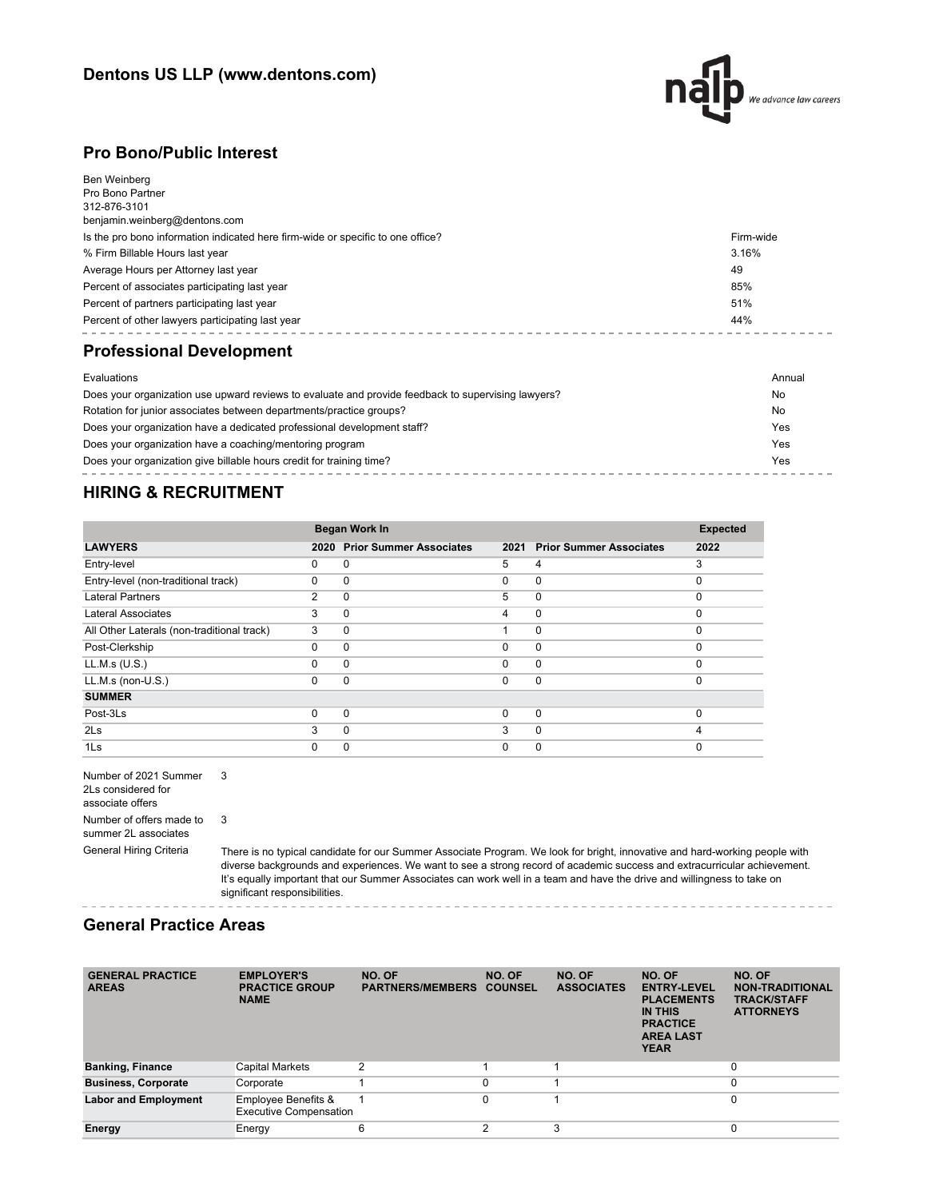## Dentons US LLP (www.dentons.com)

## Pro Bono/Public Interest

Ben Weinberg
Pro Bono Partner
312-876-3101
benjamin.weinberg@dentons.com

| | |
|---|---|
| Is the pro bono information indicated here firm-wide or specific to one office? | Firm-wide |
| % Firm Billable Hours last year | 3.16% |
| Average Hours per Attorney last year | 49 |
| Percent of associates participating last year | 85% |
| Percent of partners participating last year | 51% |
| Percent of other lawyers participating last year | 44% |

## Professional Development

| | |
|---|---|
| Evaluations | Annual |
| Does your organization use upward reviews to evaluate and provide feedback to supervising lawyers? | No |
| Rotation for junior associates between departments/practice groups? | No |
| Does your organization have a dedicated professional development staff? | Yes |
| Does your organization have a coaching/mentoring program | Yes |
| Does your organization give billable hours credit for training time? | Yes |

## HIRING & RECRUITMENT

| | Began Work In | | | | Expected |
|---|---|---|---|---|---|
| **LAWYERS** | **2020** | **Prior Summer Associates** | **2021** | **Prior Summer Associates** | **2022** |
| Entry-level | 0 | 0 | 5 | 4 | 3 |
| Entry-level (non-traditional track) | 0 | 0 | 0 | 0 | 0 |
| Lateral Partners | 2 | 0 | 5 | 0 | 0 |
| Lateral Associates | 3 | 0 | 4 | 0 | 0 |
| All Other Laterals (non-traditional track) | 3 | 0 | 1 | 0 | 0 |
| Post-Clerkship | 0 | 0 | 0 | 0 | 0 |
| LL.M.s (U.S.) | 0 | 0 | 0 | 0 | 0 |
| LL.M.s (non-U.S.) | 0 | 0 | 0 | 0 | 0 |
| **SUMMER** | | | | | |
| Post-3Ls | 0 | 0 | 0 | 0 | 0 |
| 2Ls | 3 | 0 | 3 | 0 | 4 |
| 1Ls | 0 | 0 | 0 | 0 | 0 |

| | |
|---|---|
| Number of 2021 Summer 2Ls considered for associate offers | 3 |
| Number of offers made to summer 2L associates | 3 |
| General Hiring Criteria | There is no typical candidate for our Summer Associate Program. We look for bright, innovative and hard-working people with diverse backgrounds and experiences. We want to see a strong record of academic success and extracurricular achievement. It's equally important that our Summer Associates can work well in a team and have the drive and willingness to take on significant responsibilities. |

## General Practice Areas

| GENERAL PRACTICE AREAS | EMPLOYER'S PRACTICE GROUP NAME | NO. OF PARTNERS/MEMBERS | NO. OF COUNSEL | NO. OF ASSOCIATES | NO. OF ENTRY-LEVEL PLACEMENTS IN THIS PRACTICE AREA LAST YEAR | NO. OF NON-TRADITIONAL TRACK/STAFF ATTORNEYS |
|---|---|---|---|---|---|---|
| **Banking, Finance** | Capital Markets | 2 | 1 | 1 | | 0 |
| **Business, Corporate** | Corporate | 1 | 0 | 1 | | 0 |
| **Labor and Employment** | Employee Benefits & Executive Compensation | 1 | 0 | 1 | | 0 |
| **Energy** | Energy | 6 | 2 | 3 | | 0 |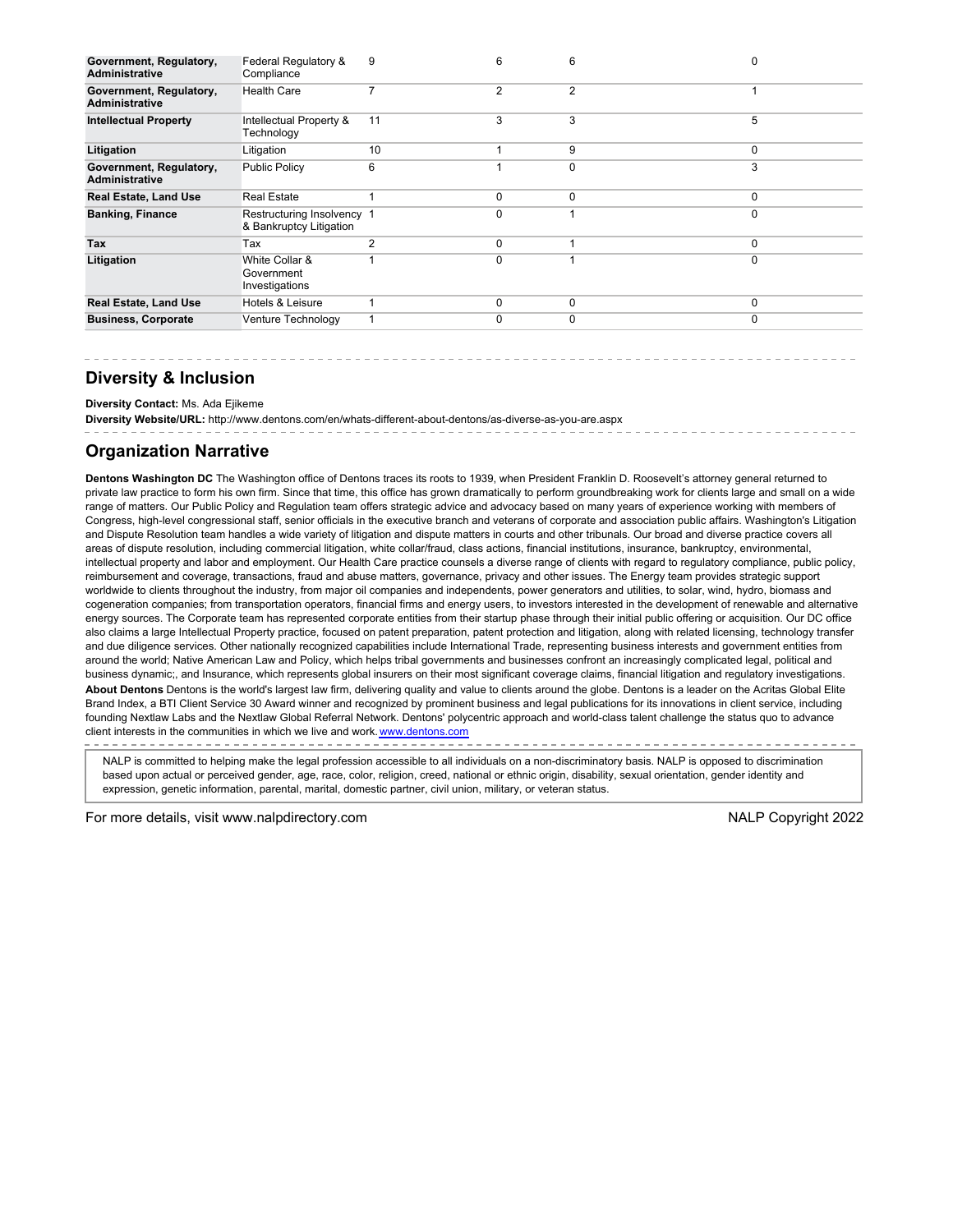| | | | | | |
|---|---|---|---|---|---|
| **Government, Regulatory, Administrative** | Federal Regulatory & Compliance | 9 | 6 | 6 | 0 |
| **Government, Regulatory, Administrative** | Health Care | 7 | 2 | 2 | 1 |
| **Intellectual Property** | Intellectual Property & Technology | 11 | 3 | 3 | 5 |
| **Litigation** | Litigation | 10 | 1 | 9 | 0 |
| **Government, Regulatory, Administrative** | Public Policy | 6 | 1 | 0 | 3 |
| **Real Estate, Land Use** | Real Estate | 1 | 0 | 0 | 0 |
| **Banking, Finance** | Restructuring Insolvency & Bankruptcy Litigation | 1 | 0 | 1 | 0 |
| **Tax** | Tax | 2 | 0 | 1 | 0 |
| **Litigation** | White Collar & Government Investigations | 1 | 0 | 1 | 0 |
| **Real Estate, Land Use** | Hotels & Leisure | 1 | 0 | 0 | 0 |
| **Business, Corporate** | Venture Technology | 1 | 0 | 0 | 0 |

## Diversity & Inclusion

**Diversity Contact:** Ms. Ada Ejikeme

**Diversity Website/URL:** http://www.dentons.com/en/whats-different-about-dentons/as-diverse-as-you-are.aspx

## Organization Narrative

**Dentons Washington DC** The Washington office of Dentons traces its roots to 1939, when President Franklin D. Roosevelt's attorney general returned to private law practice to form his own firm. Since that time, this office has grown dramatically to perform groundbreaking work for clients large and small on a wide range of matters. Our Public Policy and Regulation team offers strategic advice and advocacy based on many years of experience working with members of Congress, high-level congressional staff, senior officials in the executive branch and veterans of corporate and association public affairs. Washington's Litigation and Dispute Resolution team handles a wide variety of litigation and dispute matters in courts and other tribunals. Our broad and diverse practice covers all areas of dispute resolution, including commercial litigation, white collar/fraud, class actions, financial institutions, insurance, bankruptcy, environmental, intellectual property and labor and employment. Our Health Care practice counsels a diverse range of clients with regard to regulatory compliance, public policy, reimbursement and coverage, transactions, fraud and abuse matters, governance, privacy and other issues. The Energy team provides strategic support worldwide to clients throughout the industry, from major oil companies and independents, power generators and utilities, to solar, wind, hydro, biomass and cogeneration companies; from transportation operators, financial firms and energy users, to investors interested in the development of renewable and alternative energy sources. The Corporate team has represented corporate entities from their startup phase through their initial public offering or acquisition. Our DC office also claims a large Intellectual Property practice, focused on patent preparation, patent protection and litigation, along with related licensing, technology transfer and due diligence services. Other nationally recognized capabilities include International Trade, representing business interests and government entities from around the world; Native American Law and Policy, which helps tribal governments and businesses confront an increasingly complicated legal, political and business dynamic;, and Insurance, which represents global insurers on their most significant coverage claims, financial litigation and regulatory investigations.
**About Dentons** Dentons is the world's largest law firm, delivering quality and value to clients around the globe. Dentons is a leader on the Acritas Global Elite Brand Index, a BTI Client Service 30 Award winner and recognized by prominent business and legal publications for its innovations in client service, including founding Nextlaw Labs and the Nextlaw Global Referral Network. Dentons' polycentric approach and world-class talent challenge the status quo to advance client interests in the communities in which we live and work. www.dentons.com

NALP is committed to helping make the legal profession accessible to all individuals on a non-discriminatory basis. NALP is opposed to discrimination based upon actual or perceived gender, age, race, color, religion, creed, national or ethnic origin, disability, sexual orientation, gender identity and expression, genetic information, parental, marital, domestic partner, civil union, military, or veteran status.

For more details, visit www.nalpdirectory.com

NALP Copyright 2022